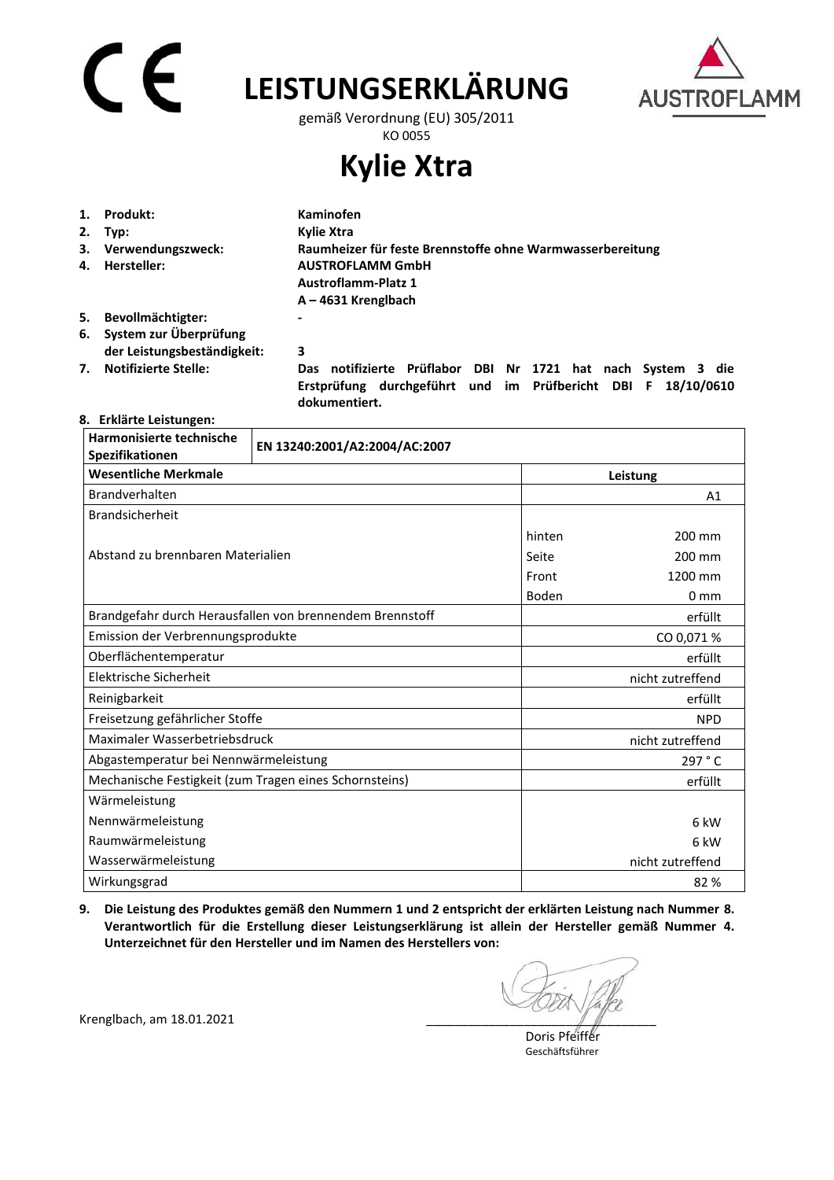# LEISTUNGSERKLÄRUNG

gemäß Verordnung (EU) 305/2011

KO 0055

# Kylie Xtra

1. **Produkt:** **Kaminofen**
2. **Typ:** **Kylie Xtra**
3. **Verwendungszweck:** **Raumheizer für feste Brennstoffe ohne Warmwasserbereitung**
4. **Hersteller:** **AUSTROFLAMM GmbH**
   **Austroflamm-Platz 1**
   **A – 4631 Krenglbach**
5. **Bevollmächtigter:** **-**
6. **System zur Überprüfung der Leistungsbeständigkeit:** **3**
7. **Notifizierte Stelle:** **Das notifizierte Prüflabor DBI Nr 1721 hat nach System 3 die Erstprüfung durchgeführt und im Prüfbericht DBI F 18/10/0610 dokumentiert.**

**8. Erklärte Leistungen:**

| **Harmonisierte technische Spezifikationen** | **EN 13240:2001/A2:2004/AC:2007** | |
|---|---|---|
| **Wesentliche Merkmale** | **Leistung** | |
| Brandverhalten | | A1 |
| Brandsicherheit | | |
| Abstand zu brennbaren Materialien | hinten | 200 mm |
| | Seite | 200 mm |
| | Front | 1200 mm |
| | Boden | 0 mm |
| Brandgefahr durch Herausfallen von brennendem Brennstoff | | erfüllt |
| Emission der Verbrennungsprodukte | | CO 0,071 % |
| Oberflächentemperatur | | erfüllt |
| Elektrische Sicherheit | | nicht zutreffend |
| Reinigbarkeit | | erfüllt |
| Freisetzung gefährlicher Stoffe | | NPD |
| Maximaler Wasserbetriebsdruck | | nicht zutreffend |
| Abgastemperatur bei Nennwärmeleistung | | 297 ° C |
| Mechanische Festigkeit (zum Tragen eines Schornsteins) | | erfüllt |
| Wärmeleistung | | |
| Nennwärmeleistung | | 6 kW |
| Raumwärmeleistung | | 6 kW |
| Wasserwärmeleistung | | nicht zutreffend |
| Wirkungsgrad | | 82 % |

9. **Die Leistung des Produktes gemäß den Nummern 1 und 2 entspricht der erklärten Leistung nach Nummer 8. Verantwortlich für die Erstellung dieser Leistungserklärung ist allein der Hersteller gemäß Nummer 4. Unterzeichnet für den Hersteller und im Namen des Herstellers von:**

Krenglbach, am 18.01.2021

Doris Pfeiffer
Geschäftsführer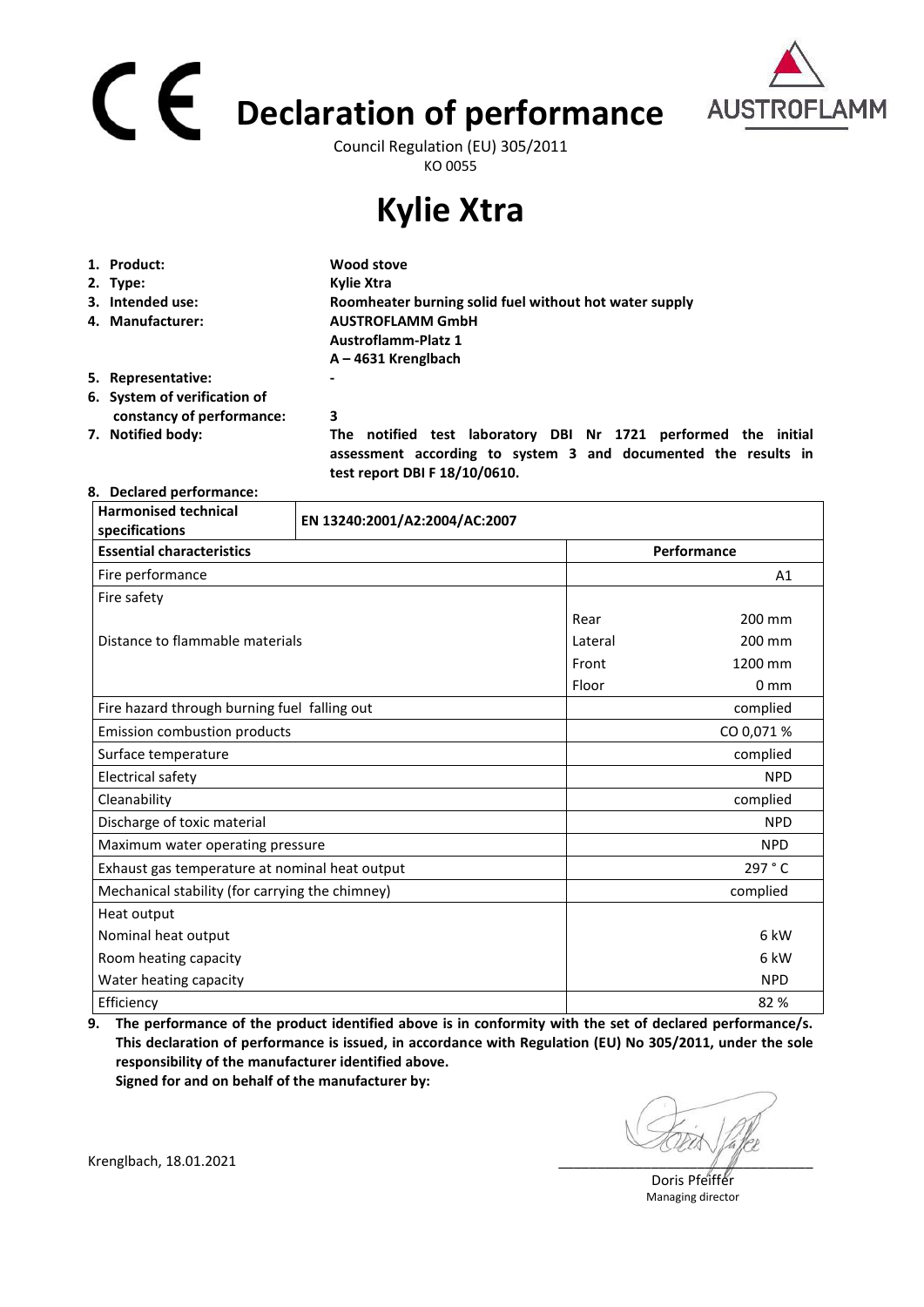# CE Declaration of performance

Council Regulation (EU) 305/2011
KO 0055

# Kylie Xtra

1. **Product:** **Wood stove**
2. **Type:** **Kylie Xtra**
3. **Intended use:** **Roomheater burning solid fuel without hot water supply**
4. **Manufacturer:** **AUSTROFLAMM GmbH**
   **Austroflamm-Platz 1**
   **A – 4631 Krenglbach**
5. **Representative:** **-**
6. **System of verification of constancy of performance:** **3**
7. **Notified body:** **The notified test laboratory DBI Nr 1721 performed the initial assessment according to system 3 and documented the results in test report DBI F 18/10/0610.**
8. **Declared performance:**

| Harmonised technical specifications | EN 13240:2001/A2:2004/AC:2007 | |
|---|---|---|
| **Essential characteristics** | **Performance** | |
| Fire performance | | A1 |
| Fire safety | | |
| Distance to flammable materials | Rear | 200 mm |
| | Lateral | 200 mm |
| | Front | 1200 mm |
| | Floor | 0 mm |
| Fire hazard through burning fuel falling out | | complied |
| Emission combustion products | | CO 0,071 % |
| Surface temperature | | complied |
| Electrical safety | | NPD |
| Cleanability | | complied |
| Discharge of toxic material | | NPD |
| Maximum water operating pressure | | NPD |
| Exhaust gas temperature at nominal heat output | | 297 ° C |
| Mechanical stability (for carrying the chimney) | | complied |
| Heat output | | |
| Nominal heat output | | 6 kW |
| Room heating capacity | | 6 kW |
| Water heating capacity | | NPD |
| Efficiency | | 82 % |

9. **The performance of the product identified above is in conformity with the set of declared performance/s. This declaration of performance is issued, in accordance with Regulation (EU) No 305/2011, under the sole responsibility of the manufacturer identified above.**
   **Signed for and on behalf of the manufacturer by:**

Krenglbach, 18.01.2021

Doris Pfeiffer
Managing director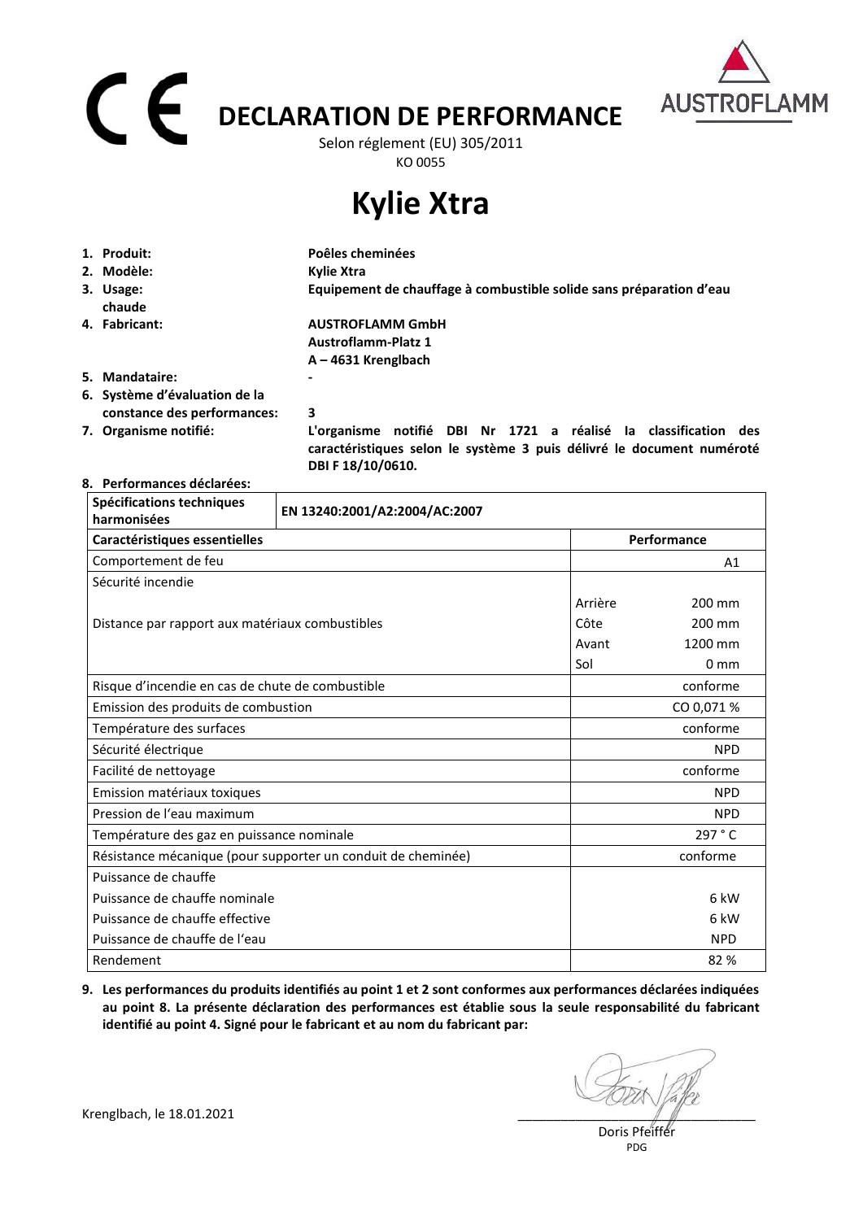# DECLARATION DE PERFORMANCE

Selon réglement (EU) 305/2011

KO 0055

# Kylie Xtra

1. **Produit:** **Poêles cheminées**
2. **Modèle:** **Kylie Xtra**
3. **Usage:** **Equipement de chauffage à combustible solide sans préparation d'eau chaude**
4. **Fabricant:** **AUSTROFLAMM GmbH**
   **Austroflamm-Platz 1**
   **A – 4631 Krenglbach**
5. **Mandataire:** **-**
6. **Système d'évaluation de la constance des performances:** **3**
7. **Organisme notifié:** **L'organisme notifié DBI Nr 1721 a réalisé la classification des caractéristiques selon le système 3 puis délivré le document numéroté DBI F 18/10/0610.**
8. **Performances déclarées:**

| **Spécifications techniques harmonisées** | **EN 13240:2001/A2:2004/AC:2007** | |
|---|---|---|
| **Caractéristiques essentielles** | **Performance** | |
| Comportement de feu | | A1 |
| Sécurité incendie | | |
| Distance par rapport aux matériaux combustibles | Arrière | 200 mm |
| | Côte | 200 mm |
| | Avant | 1200 mm |
| | Sol | 0 mm |
| Risque d'incendie en cas de chute de combustible | | conforme |
| Emission des produits de combustion | | CO 0,071 % |
| Température des surfaces | | conforme |
| Sécurité électrique | | NPD |
| Facilité de nettoyage | | conforme |
| Emission matériaux toxiques | | NPD |
| Pression de l'eau maximum | | NPD |
| Température des gaz en puissance nominale | | 297 ° C |
| Résistance mécanique (pour supporter un conduit de cheminée) | | conforme |
| Puissance de chauffe | | |
| Puissance de chauffe nominale | | 6 kW |
| Puissance de chauffe effective | | 6 kW |
| Puissance de chauffe de l'eau | | NPD |
| Rendement | | 82 % |

9. **Les performances du produits identifiés au point 1 et 2 sont conformes aux performances déclarées indiquées au point 8. La présente déclaration des performances est établie sous la seule responsabilité du fabricant identifié au point 4. Signé pour le fabricant et au nom du fabricant par:**

Krenglbach, le 18.01.2021

Doris Pfeiffer

PDG